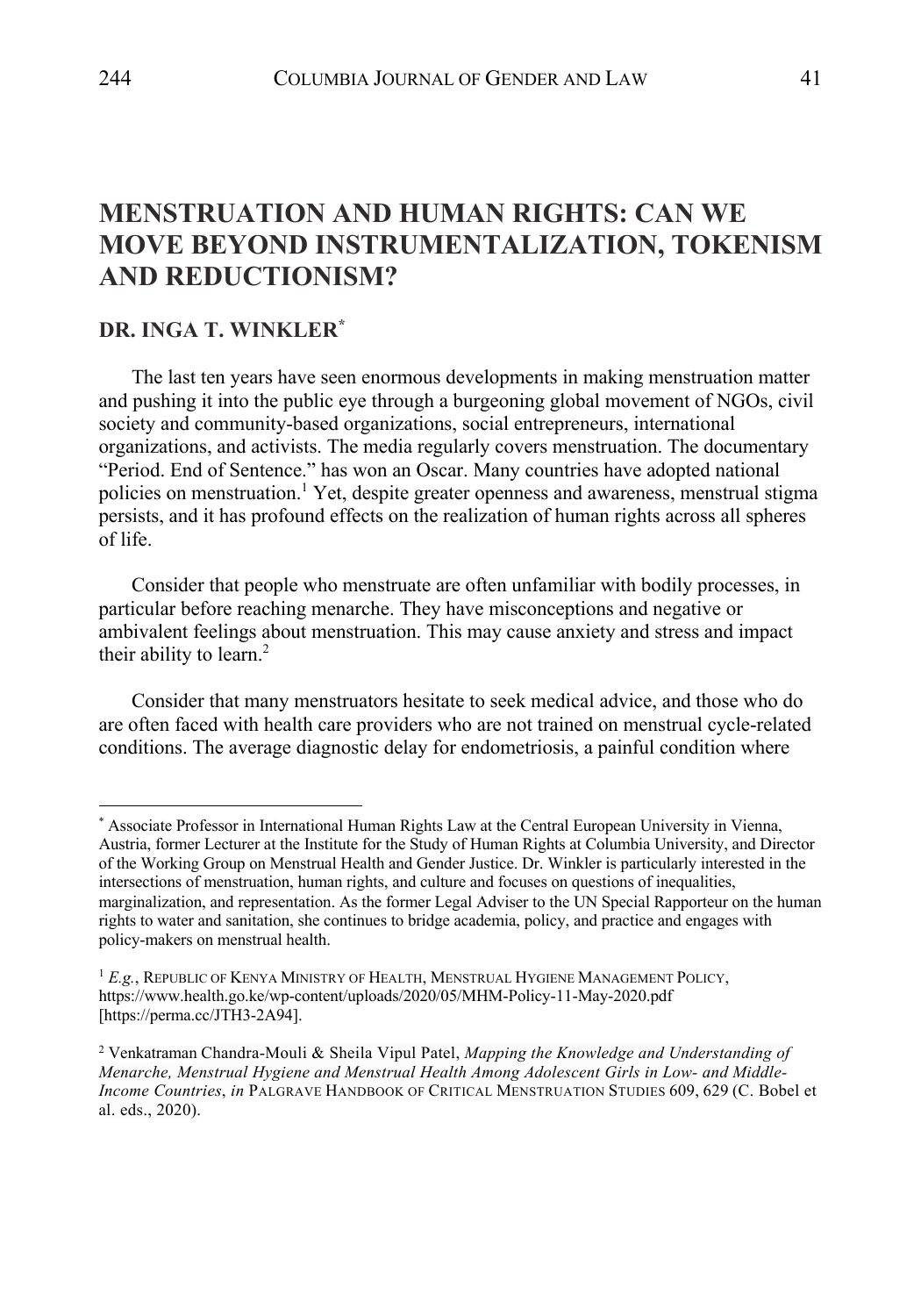# MENSTRUATION AND HUMAN RIGHTS: CAN WE MOVE BEYOND INSTRUMENTALIZATION, TOKENISM AND REDUCTIONISM?

## DR. INGA T. WINKLER[*]

The last ten years have seen enormous developments in making menstruation matter and pushing it into the public eye through a burgeoning global movement of NGOs, civil society and community-based organizations, social entrepreneurs, international organizations, and activists. The media regularly covers menstruation. The documentary "Period. End of Sentence." has won an Oscar. Many countries have adopted national policies on menstruation.[1] Yet, despite greater openness and awareness, menstrual stigma persists, and it has profound effects on the realization of human rights across all spheres of life.

Consider that people who menstruate are often unfamiliar with bodily processes, in particular before reaching menarche. They have misconceptions and negative or ambivalent feelings about menstruation. This may cause anxiety and stress and impact their ability to learn.[2]

Consider that many menstruators hesitate to seek medical advice, and those who do are often faced with health care providers who are not trained on menstrual cycle-related conditions. The average diagnostic delay for endometriosis, a painful condition where

---

[*] Associate Professor in International Human Rights Law at the Central European University in Vienna, Austria, former Lecturer at the Institute for the Study of Human Rights at Columbia University, and Director of the Working Group on Menstrual Health and Gender Justice. Dr. Winkler is particularly interested in the intersections of menstruation, human rights, and culture and focuses on questions of inequalities, marginalization, and representation. As the former Legal Adviser to the UN Special Rapporteur on the human rights to water and sanitation, she continues to bridge academia, policy, and practice and engages with policy-makers on menstrual health.

[1] *E.g.*, REPUBLIC OF KENYA MINISTRY OF HEALTH, MENSTRUAL HYGIENE MANAGEMENT POLICY, https://www.health.go.ke/wp-content/uploads/2020/05/MHM-Policy-11-May-2020.pdf [https://perma.cc/JTH3-2A94].

[2] Venkatraman Chandra-Mouli & Sheila Vipul Patel, *Mapping the Knowledge and Understanding of Menarche, Menstrual Hygiene and Menstrual Health Among Adolescent Girls in Low- and Middle-Income Countries*, *in* PALGRAVE HANDBOOK OF CRITICAL MENSTRUATION STUDIES 609, 629 (C. Bobel et al. eds., 2020).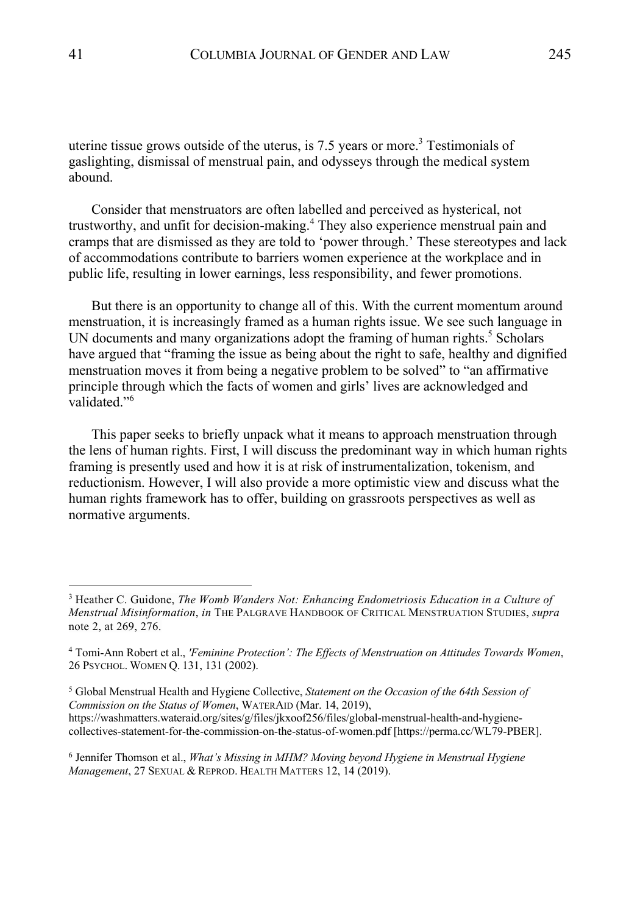uterine tissue grows outside of the uterus, is 7.5 years or more.[3] Testimonials of gaslighting, dismissal of menstrual pain, and odysseys through the medical system abound.

Consider that menstruators are often labelled and perceived as hysterical, not trustworthy, and unfit for decision-making.[4] They also experience menstrual pain and cramps that are dismissed as they are told to 'power through.' These stereotypes and lack of accommodations contribute to barriers women experience at the workplace and in public life, resulting in lower earnings, less responsibility, and fewer promotions.

But there is an opportunity to change all of this. With the current momentum around menstruation, it is increasingly framed as a human rights issue. We see such language in UN documents and many organizations adopt the framing of human rights.[5] Scholars have argued that "framing the issue as being about the right to safe, healthy and dignified menstruation moves it from being a negative problem to be solved" to "an affirmative principle through which the facts of women and girls' lives are acknowledged and validated."[6]

This paper seeks to briefly unpack what it means to approach menstruation through the lens of human rights. First, I will discuss the predominant way in which human rights framing is presently used and how it is at risk of instrumentalization, tokenism, and reductionism. However, I will also provide a more optimistic view and discuss what the human rights framework has to offer, building on grassroots perspectives as well as normative arguments.

---

[3] Heather C. Guidone, *The Womb Wanders Not: Enhancing Endometriosis Education in a Culture of Menstrual Misinformation*, *in* THE PALGRAVE HANDBOOK OF CRITICAL MENSTRUATION STUDIES, *supra* note 2, at 269, 276.

[4] Tomi-Ann Robert et al., *'Feminine Protection': The Effects of Menstruation on Attitudes Towards Women*, 26 PSYCHOL. WOMEN Q. 131, 131 (2002).

[5] Global Menstrual Health and Hygiene Collective, *Statement on the Occasion of the 64th Session of Commission on the Status of Women*, WATERAID (Mar. 14, 2019), https://washmatters.wateraid.org/sites/g/files/jkxoof256/files/global-menstrual-health-and-hygiene-collectives-statement-for-the-commission-on-the-status-of-women.pdf [https://perma.cc/WL79-PBER].

[6] Jennifer Thomson et al., *What's Missing in MHM? Moving beyond Hygiene in Menstrual Hygiene Management*, 27 SEXUAL & REPROD. HEALTH MATTERS 12, 14 (2019).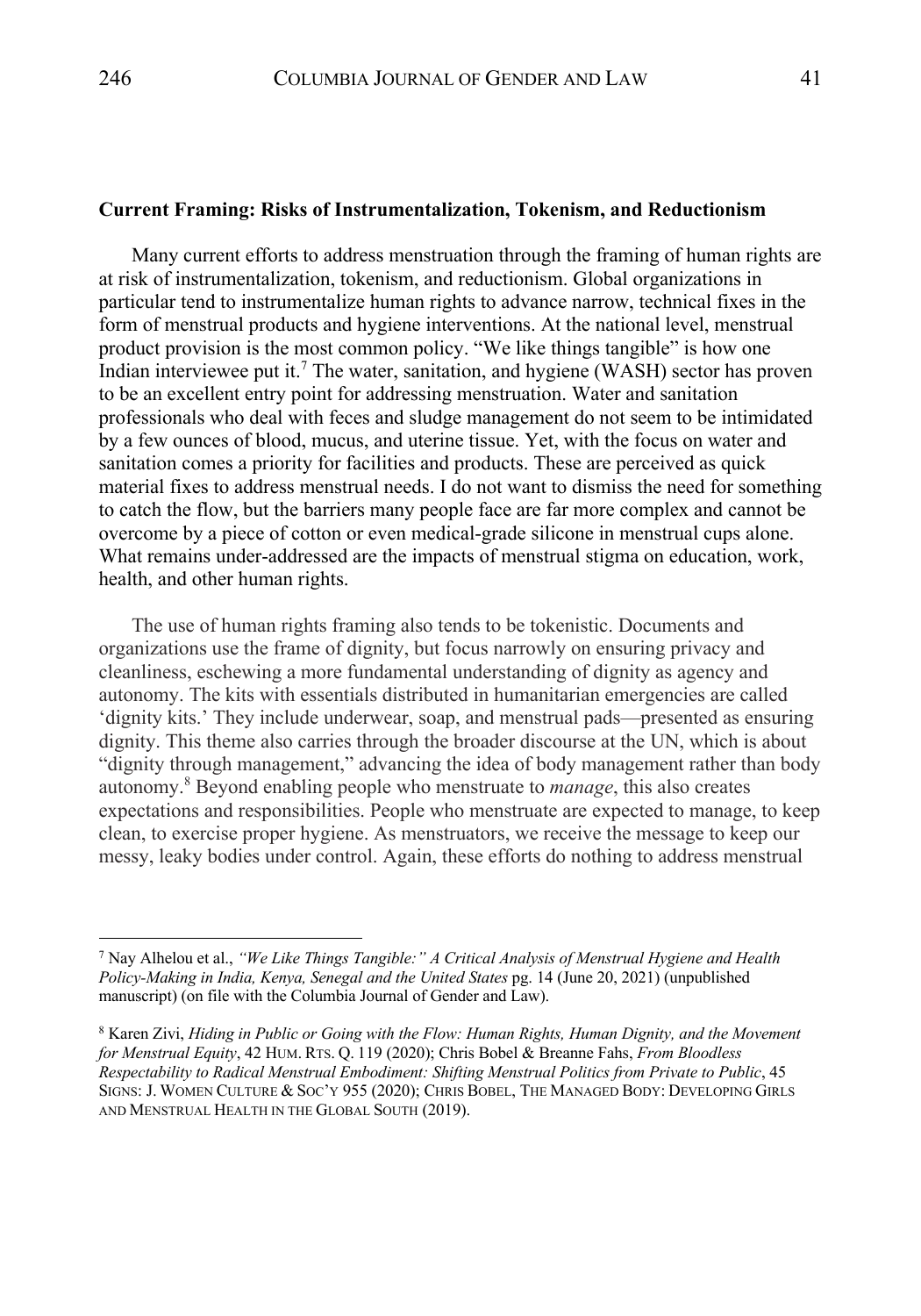**Current Framing: Risks of Instrumentalization, Tokenism, and Reductionism**

Many current efforts to address menstruation through the framing of human rights are at risk of instrumentalization, tokenism, and reductionism. Global organizations in particular tend to instrumentalize human rights to advance narrow, technical fixes in the form of menstrual products and hygiene interventions. At the national level, menstrual product provision is the most common policy. "We like things tangible" is how one Indian interviewee put it.[7] The water, sanitation, and hygiene (WASH) sector has proven to be an excellent entry point for addressing menstruation. Water and sanitation professionals who deal with feces and sludge management do not seem to be intimidated by a few ounces of blood, mucus, and uterine tissue. Yet, with the focus on water and sanitation comes a priority for facilities and products. These are perceived as quick material fixes to address menstrual needs. I do not want to dismiss the need for something to catch the flow, but the barriers many people face are far more complex and cannot be overcome by a piece of cotton or even medical-grade silicone in menstrual cups alone. What remains under-addressed are the impacts of menstrual stigma on education, work, health, and other human rights.

The use of human rights framing also tends to be tokenistic. Documents and organizations use the frame of dignity, but focus narrowly on ensuring privacy and cleanliness, eschewing a more fundamental understanding of dignity as agency and autonomy. The kits with essentials distributed in humanitarian emergencies are called 'dignity kits.' They include underwear, soap, and menstrual pads—presented as ensuring dignity. This theme also carries through the broader discourse at the UN, which is about "dignity through management," advancing the idea of body management rather than body autonomy.[8] Beyond enabling people who menstruate to *manage*, this also creates expectations and responsibilities. People who menstruate are expected to manage, to keep clean, to exercise proper hygiene. As menstruators, we receive the message to keep our messy, leaky bodies under control. Again, these efforts do nothing to address menstrual

---

[7] Nay Alhelou et al., *"We Like Things Tangible:" A Critical Analysis of Menstrual Hygiene and Health Policy-Making in India, Kenya, Senegal and the United States* pg. 14 (June 20, 2021) (unpublished manuscript) (on file with the Columbia Journal of Gender and Law).

[8] Karen Zivi, *Hiding in Public or Going with the Flow: Human Rights, Human Dignity, and the Movement for Menstrual Equity*, 42 HUM. RTS. Q. 119 (2020); Chris Bobel & Breanne Fahs, *From Bloodless Respectability to Radical Menstrual Embodiment: Shifting Menstrual Politics from Private to Public*, 45 SIGNS: J. WOMEN CULTURE & SOC'Y 955 (2020); CHRIS BOBEL, THE MANAGED BODY: DEVELOPING GIRLS AND MENSTRUAL HEALTH IN THE GLOBAL SOUTH (2019).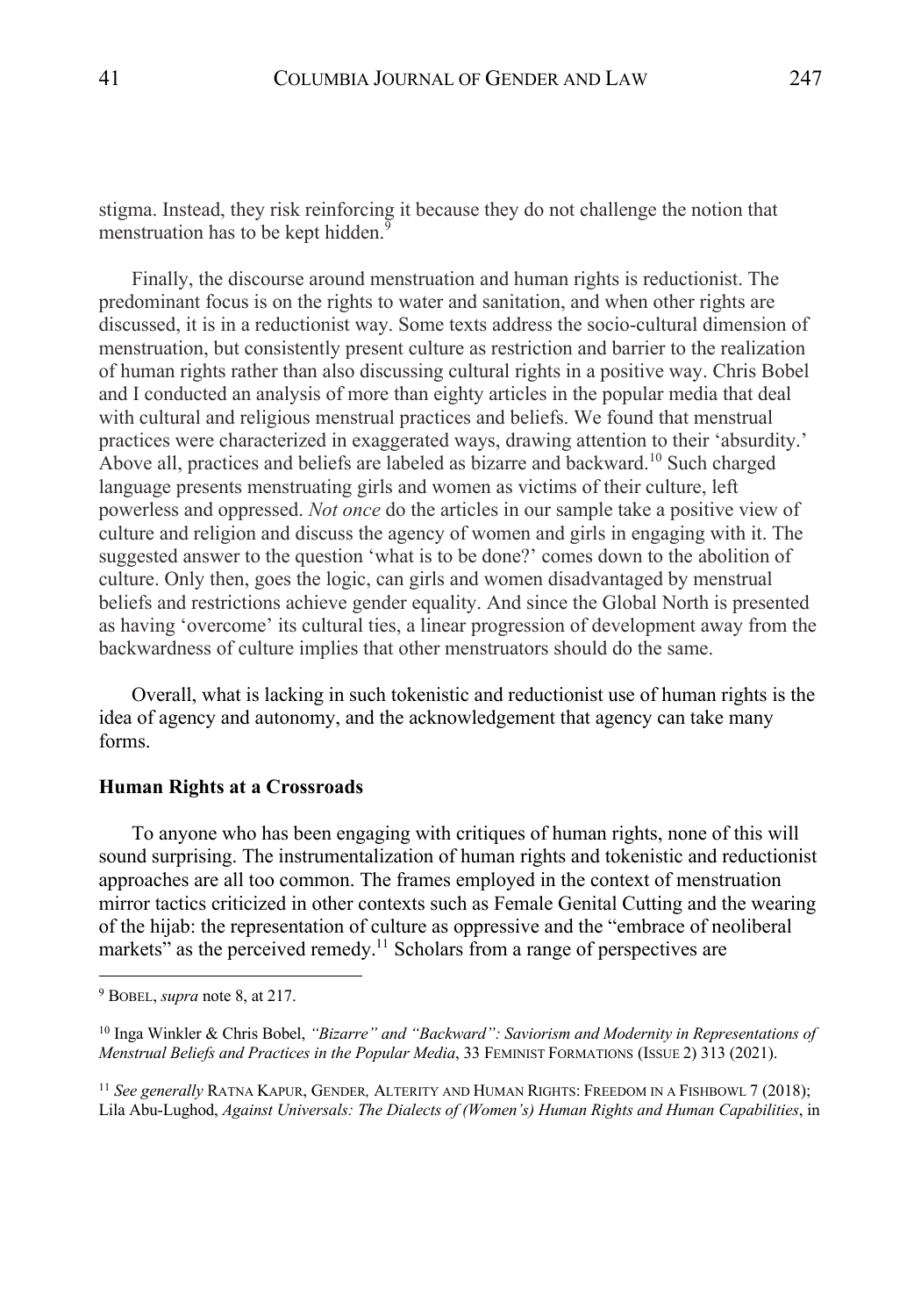stigma. Instead, they risk reinforcing it because they do not challenge the notion that menstruation has to be kept hidden.[9]

Finally, the discourse around menstruation and human rights is reductionist. The predominant focus is on the rights to water and sanitation, and when other rights are discussed, it is in a reductionist way. Some texts address the socio-cultural dimension of menstruation, but consistently present culture as restriction and barrier to the realization of human rights rather than also discussing cultural rights in a positive way. Chris Bobel and I conducted an analysis of more than eighty articles in the popular media that deal with cultural and religious menstrual practices and beliefs. We found that menstrual practices were characterized in exaggerated ways, drawing attention to their 'absurdity.' Above all, practices and beliefs are labeled as bizarre and backward.[10] Such charged language presents menstruating girls and women as victims of their culture, left powerless and oppressed. *Not once* do the articles in our sample take a positive view of culture and religion and discuss the agency of women and girls in engaging with it. The suggested answer to the question 'what is to be done?' comes down to the abolition of culture. Only then, goes the logic, can girls and women disadvantaged by menstrual beliefs and restrictions achieve gender equality. And since the Global North is presented as having 'overcome' its cultural ties, a linear progression of development away from the backwardness of culture implies that other menstruators should do the same.

Overall, what is lacking in such tokenistic and reductionist use of human rights is the idea of agency and autonomy, and the acknowledgement that agency can take many forms.

**Human Rights at a Crossroads**

To anyone who has been engaging with critiques of human rights, none of this will sound surprising. The instrumentalization of human rights and tokenistic and reductionist approaches are all too common. The frames employed in the context of menstruation mirror tactics criticized in other contexts such as Female Genital Cutting and the wearing of the hijab: the representation of culture as oppressive and the "embrace of neoliberal markets" as the perceived remedy.[11] Scholars from a range of perspectives are

---

[9] BOBEL, *supra* note 8, at 217.

[10] Inga Winkler & Chris Bobel, *"Bizarre" and "Backward": Saviorism and Modernity in Representations of Menstrual Beliefs and Practices in the Popular Media*, 33 FEMINIST FORMATIONS (ISSUE 2) 313 (2021).

[11] *See generally* RATNA KAPUR, GENDER, ALTERITY AND HUMAN RIGHTS: FREEDOM IN A FISHBOWL 7 (2018); Lila Abu-Lughod, *Against Universals: The Dialects of (Women's) Human Rights and Human Capabilities*, in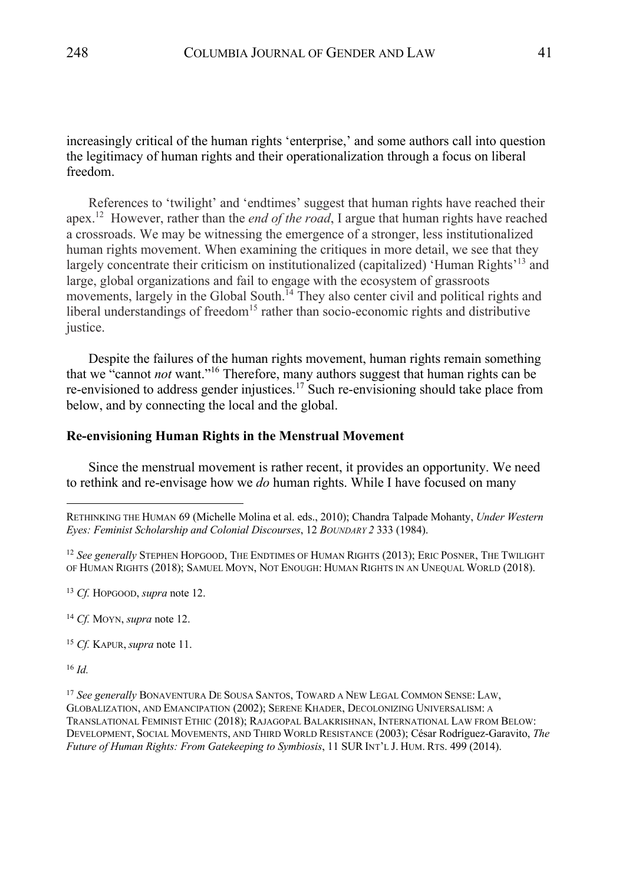increasingly critical of the human rights 'enterprise,' and some authors call into question the legitimacy of human rights and their operationalization through a focus on liberal freedom.

References to 'twilight' and 'endtimes' suggest that human rights have reached their apex.[12] However, rather than the *end of the road*, I argue that human rights have reached a crossroads. We may be witnessing the emergence of a stronger, less institutionalized human rights movement. When examining the critiques in more detail, we see that they largely concentrate their criticism on institutionalized (capitalized) 'Human Rights'[13] and large, global organizations and fail to engage with the ecosystem of grassroots movements, largely in the Global South.[14] They also center civil and political rights and liberal understandings of freedom[15] rather than socio-economic rights and distributive justice.

Despite the failures of the human rights movement, human rights remain something that we "cannot *not* want."[16] Therefore, many authors suggest that human rights can be re-envisioned to address gender injustices.[17] Such re-envisioning should take place from below, and by connecting the local and the global.

**Re-envisioning Human Rights in the Menstrual Movement**

Since the menstrual movement is rather recent, it provides an opportunity. We need to rethink and re-envisage how we *do* human rights. While I have focused on many

---

RETHINKING THE HUMAN 69 (Michelle Molina et al. eds., 2010); Chandra Talpade Mohanty, *Under Western Eyes: Feminist Scholarship and Colonial Discourses*, 12 *BOUNDARY 2* 333 (1984).

[12] *See generally* STEPHEN HOPGOOD, THE ENDTIMES OF HUMAN RIGHTS (2013); ERIC POSNER, THE TWILIGHT OF HUMAN RIGHTS (2018); SAMUEL MOYN, NOT ENOUGH: HUMAN RIGHTS IN AN UNEQUAL WORLD (2018).

[13] *Cf.* HOPGOOD, *supra* note 12.

[14] *Cf.* MOYN, *supra* note 12.

[15] *Cf.* KAPUR, *supra* note 11.

[16] *Id.*

[17] *See generally* BONAVENTURA DE SOUSA SANTOS, TOWARD A NEW LEGAL COMMON SENSE: LAW, GLOBALIZATION, AND EMANCIPATION (2002); SERENE KHADER, DECOLONIZING UNIVERSALISM: A TRANSLATIONAL FEMINIST ETHIC (2018); RAJAGOPAL BALAKRISHNAN, INTERNATIONAL LAW FROM BELOW: DEVELOPMENT, SOCIAL MOVEMENTS, AND THIRD WORLD RESISTANCE (2003); César Rodríguez-Garavito, *The Future of Human Rights: From Gatekeeping to Symbiosis*, 11 SUR INT'L J. HUM. RTS. 499 (2014).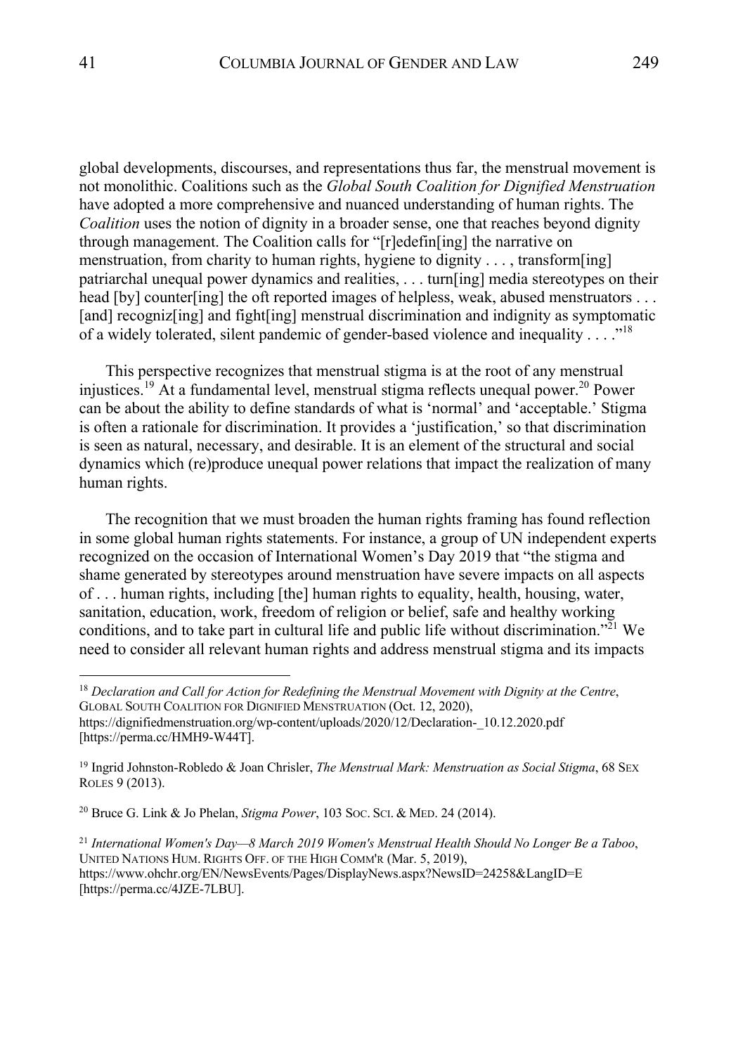global developments, discourses, and representations thus far, the menstrual movement is not monolithic. Coalitions such as the *Global South Coalition for Dignified Menstruation* have adopted a more comprehensive and nuanced understanding of human rights. The *Coalition* uses the notion of dignity in a broader sense, one that reaches beyond dignity through management. The Coalition calls for "[r]edefin[ing] the narrative on menstruation, from charity to human rights, hygiene to dignity . . . , transform[ing] patriarchal unequal power dynamics and realities, . . . turn[ing] media stereotypes on their head [by] counter[ing] the oft reported images of helpless, weak, abused menstruators . . . [and] recogniz[ing] and fight[ing] menstrual discrimination and indignity as symptomatic of a widely tolerated, silent pandemic of gender-based violence and inequality . . . ."[18]

This perspective recognizes that menstrual stigma is at the root of any menstrual injustices.[19] At a fundamental level, menstrual stigma reflects unequal power.[20] Power can be about the ability to define standards of what is 'normal' and 'acceptable.' Stigma is often a rationale for discrimination. It provides a 'justification,' so that discrimination is seen as natural, necessary, and desirable. It is an element of the structural and social dynamics which (re)produce unequal power relations that impact the realization of many human rights.

The recognition that we must broaden the human rights framing has found reflection in some global human rights statements. For instance, a group of UN independent experts recognized on the occasion of International Women's Day 2019 that "the stigma and shame generated by stereotypes around menstruation have severe impacts on all aspects of . . . human rights, including [the] human rights to equality, health, housing, water, sanitation, education, work, freedom of religion or belief, safe and healthy working conditions, and to take part in cultural life and public life without discrimination."[21] We need to consider all relevant human rights and address menstrual stigma and its impacts

---

[18] *Declaration and Call for Action for Redefining the Menstrual Movement with Dignity at the Centre*, GLOBAL SOUTH COALITION FOR DIGNIFIED MENSTRUATION (Oct. 12, 2020), https://dignifiedmenstruation.org/wp-content/uploads/2020/12/Declaration-_10.12.2020.pdf [https://perma.cc/HMH9-W44T].

[19] Ingrid Johnston-Robledo & Joan Chrisler, *The Menstrual Mark: Menstruation as Social Stigma*, 68 SEX ROLES 9 (2013).

[20] Bruce G. Link & Jo Phelan, *Stigma Power*, 103 SOC. SCI. & MED. 24 (2014).

[21] *International Women's Day—8 March 2019 Women's Menstrual Health Should No Longer Be a Taboo*, UNITED NATIONS HUM. RIGHTS OFF. OF THE HIGH COMM'R (Mar. 5, 2019), https://www.ohchr.org/EN/NewsEvents/Pages/DisplayNews.aspx?NewsID=24258&LangID=E [https://perma.cc/4JZE-7LBU].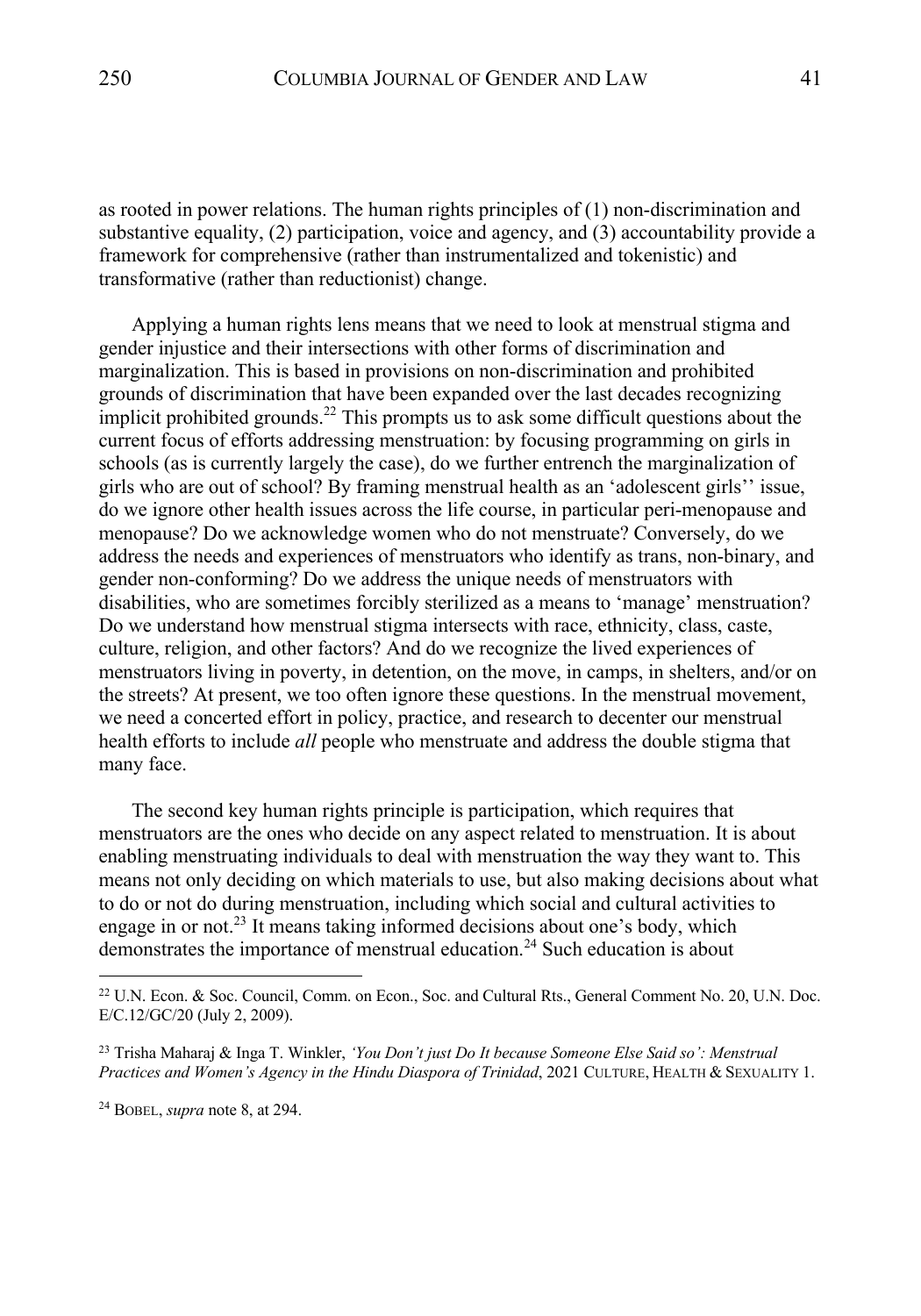as rooted in power relations. The human rights principles of (1) non-discrimination and substantive equality, (2) participation, voice and agency, and (3) accountability provide a framework for comprehensive (rather than instrumentalized and tokenistic) and transformative (rather than reductionist) change.

Applying a human rights lens means that we need to look at menstrual stigma and gender injustice and their intersections with other forms of discrimination and marginalization. This is based in provisions on non-discrimination and prohibited grounds of discrimination that have been expanded over the last decades recognizing implicit prohibited grounds.[22] This prompts us to ask some difficult questions about the current focus of efforts addressing menstruation: by focusing programming on girls in schools (as is currently largely the case), do we further entrench the marginalization of girls who are out of school? By framing menstrual health as an 'adolescent girls'' issue, do we ignore other health issues across the life course, in particular peri-menopause and menopause? Do we acknowledge women who do not menstruate? Conversely, do we address the needs and experiences of menstruators who identify as trans, non-binary, and gender non-conforming? Do we address the unique needs of menstruators with disabilities, who are sometimes forcibly sterilized as a means to 'manage' menstruation? Do we understand how menstrual stigma intersects with race, ethnicity, class, caste, culture, religion, and other factors? And do we recognize the lived experiences of menstruators living in poverty, in detention, on the move, in camps, in shelters, and/or on the streets? At present, we too often ignore these questions. In the menstrual movement, we need a concerted effort in policy, practice, and research to decenter our menstrual health efforts to include *all* people who menstruate and address the double stigma that many face.

The second key human rights principle is participation, which requires that menstruators are the ones who decide on any aspect related to menstruation. It is about enabling menstruating individuals to deal with menstruation the way they want to. This means not only deciding on which materials to use, but also making decisions about what to do or not do during menstruation, including which social and cultural activities to engage in or not.[23] It means taking informed decisions about one's body, which demonstrates the importance of menstrual education.[24] Such education is about

---

[22] U.N. Econ. & Soc. Council, Comm. on Econ., Soc. and Cultural Rts., General Comment No. 20, U.N. Doc. E/C.12/GC/20 (July 2, 2009).

[23] Trisha Maharaj & Inga T. Winkler, *'You Don't just Do It because Someone Else Said so': Menstrual Practices and Women's Agency in the Hindu Diaspora of Trinidad*, 2021 CULTURE, HEALTH & SEXUALITY 1.

[24] BOBEL, *supra* note 8, at 294.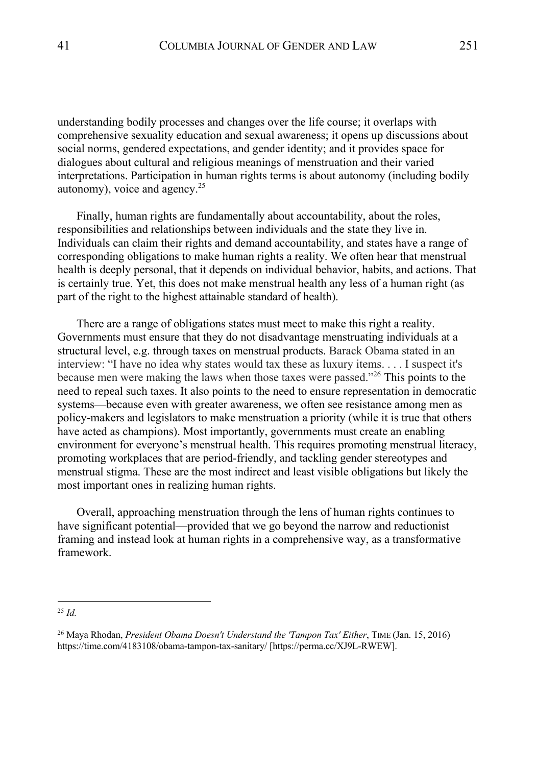understanding bodily processes and changes over the life course; it overlaps with comprehensive sexuality education and sexual awareness; it opens up discussions about social norms, gendered expectations, and gender identity; and it provides space for dialogues about cultural and religious meanings of menstruation and their varied interpretations. Participation in human rights terms is about autonomy (including bodily autonomy), voice and agency.[25]

Finally, human rights are fundamentally about accountability, about the roles, responsibilities and relationships between individuals and the state they live in. Individuals can claim their rights and demand accountability, and states have a range of corresponding obligations to make human rights a reality. We often hear that menstrual health is deeply personal, that it depends on individual behavior, habits, and actions. That is certainly true. Yet, this does not make menstrual health any less of a human right (as part of the right to the highest attainable standard of health).

There are a range of obligations states must meet to make this right a reality. Governments must ensure that they do not disadvantage menstruating individuals at a structural level, e.g. through taxes on menstrual products. Barack Obama stated in an interview: "I have no idea why states would tax these as luxury items. . . . I suspect it's because men were making the laws when those taxes were passed."[26] This points to the need to repeal such taxes. It also points to the need to ensure representation in democratic systems—because even with greater awareness, we often see resistance among men as policy-makers and legislators to make menstruation a priority (while it is true that others have acted as champions). Most importantly, governments must create an enabling environment for everyone's menstrual health. This requires promoting menstrual literacy, promoting workplaces that are period-friendly, and tackling gender stereotypes and menstrual stigma. These are the most indirect and least visible obligations but likely the most important ones in realizing human rights.

Overall, approaching menstruation through the lens of human rights continues to have significant potential—provided that we go beyond the narrow and reductionist framing and instead look at human rights in a comprehensive way, as a transformative framework.

---

[25] *Id.*

[26] Maya Rhodan, *President Obama Doesn't Understand the 'Tampon Tax' Either*, TIME (Jan. 15, 2016) https://time.com/4183108/obama-tampon-tax-sanitary/ [https://perma.cc/XJ9L-RWEW].